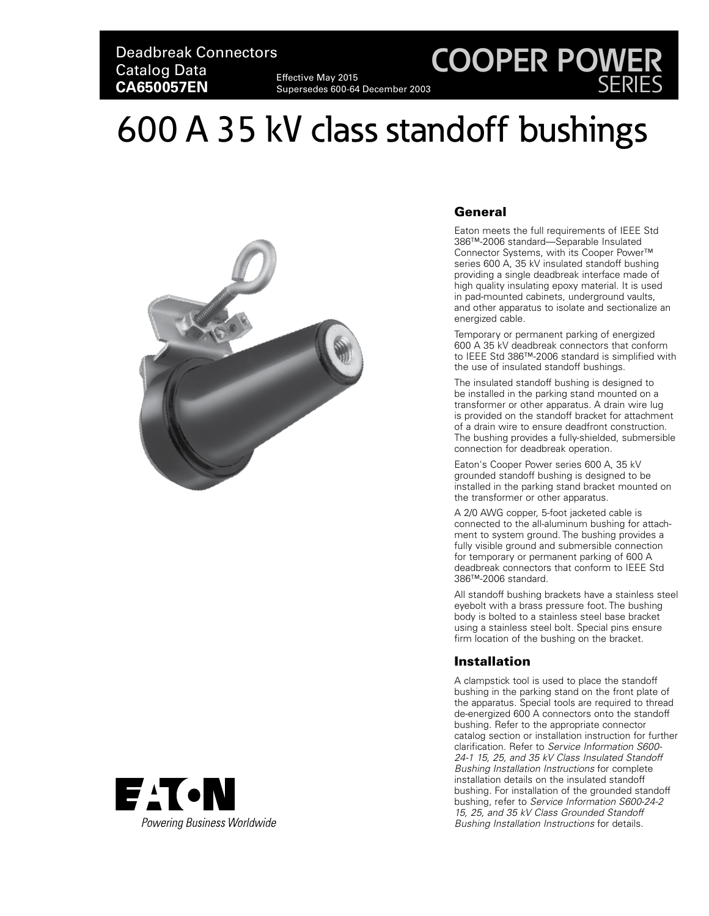Deadbreak Connectors
Catalog Data
**CA650057EN**

Effective May 2015
Supersedes 600-64 December 2003

COOPER POWER SERIES

# 600 A 35 kV class standoff bushings

## General

Eaton meets the full requirements of IEEE Std 386™-2006 standard—Separable Insulated Connector Systems, with its Cooper Power™ series 600 A, 35 kV insulated standoff bushing providing a single deadbreak interface made of high quality insulating epoxy material. It is used in pad-mounted cabinets, underground vaults, and other apparatus to isolate and sectionalize an energized cable.

Temporary or permanent parking of energized 600 A 35 kV deadbreak connectors that conform to IEEE Std 386™-2006 standard is simplified with the use of insulated standoff bushings.

The insulated standoff bushing is designed to be installed in the parking stand mounted on a transformer or other apparatus. A drain wire lug is provided on the standoff bracket for attachment of a drain wire to ensure deadfront construction. The bushing provides a fully-shielded, submersible connection for deadbreak operation.

Eaton's Cooper Power series 600 A, 35 kV grounded standoff bushing is designed to be installed in the parking stand bracket mounted on the transformer or other apparatus.

A 2/0 AWG copper, 5-foot jacketed cable is connected to the all-aluminum bushing for attachment to system ground. The bushing provides a fully visible ground and submersible connection for temporary or permanent parking of 600 A deadbreak connectors that conform to IEEE Std 386™-2006 standard.

All standoff bushing brackets have a stainless steel eyebolt with a brass pressure foot. The bushing body is bolted to a stainless steel base bracket using a stainless steel bolt. Special pins ensure firm location of the bushing on the bracket.

## Installation

A clampstick tool is used to place the standoff bushing in the parking stand on the front plate of the apparatus. Special tools are required to thread de-energized 600 A connectors onto the standoff bushing. Refer to the appropriate connector catalog section or installation instruction for further clarification. Refer to *Service Information S600-24-1 15, 25, and 35 kV Class Insulated Standoff Bushing Installation Instructions* for complete installation details on the insulated standoff bushing. For installation of the grounded standoff bushing, refer to *Service Information S600-24-2 15, 25, and 35 kV Class Grounded Standoff Bushing Installation Instructions* for details.

EATON
*Powering Business Worldwide*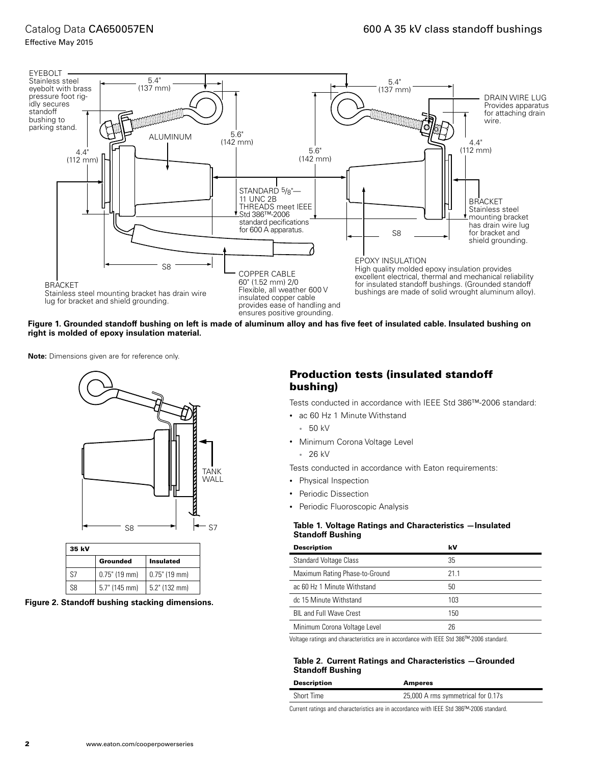EYEBOLT
Stainless steel eyebolt with brass pressure foot rigidly secures standoff bushing to parking stand.

5.4" (137 mm)

5.4" (137 mm)

DRAIN WIRE LUG
Provides apparatus for attaching drain wire.

ALUMINUM

5.6" (142 mm)

5.6" (142 mm)

4.4" (112 mm)

4.4" (112 mm)

STANDARD 5/8"—11 UNC 2B THREADS meet IEEE Std 386™-2006 standard pecifications for 600 A apparatus.

BRACKET
Stainless steel mounting bracket has drain wire lug for bracket and shield grounding.

S8

S8

EPOXY INSULATION
High quality molded epoxy insulation provides excellent electrical, thermal and mechanical reliability for insulated standoff bushings. (Grounded standoff bushings are made of solid wrought aluminum alloy).

COPPER CABLE
60" (1.52 mm) 2/0 Flexible, all weather 600 V insulated copper cable provides ease of handling and ensures positive grounding.

BRACKET
Stainless steel mounting bracket has drain wire lug for bracket and shield grounding.

**Figure 1. Grounded standoff bushing on left is made of aluminum alloy and has five feet of insulated cable. Insulated bushing on right is molded of epoxy insulation material.**

**Note:** Dimensions given are for reference only.

TANK WALL

S8

S7

| 35 kV | | |
|---|---|---|
| | **Grounded** | **Insulated** |
| S7 | 0.75" (19 mm) | 0.75" (19 mm) |
| S8 | 5.7" (145 mm) | 5.2" (132 mm) |

**Figure 2. Standoff bushing stacking dimensions.**

## Production tests (insulated standoff bushing)

Tests conducted in accordance with IEEE Std 386™-2006 standard:

- ac 60 Hz 1 Minute Withstand
  - 50 kV
- Minimum Corona Voltage Level
  - 26 kV

Tests conducted in accordance with Eaton requirements:

- Physical Inspection
- Periodic Dissection
- Periodic Fluoroscopic Analysis

**Table 1. Voltage Ratings and Characteristics —Insulated Standoff Bushing**

| Description | kV |
|---|---|
| Standard Voltage Class | 35 |
| Maximum Rating Phase-to-Ground | 21.1 |
| ac 60 Hz 1 Minute Withstand | 50 |
| dc 15 Minute Withstand | 103 |
| BIL and Full Wave Crest | 150 |
| Minimum Corona Voltage Level | 26 |

Voltage ratings and characteristics are in accordance with IEEE Std 386™-2006 standard.

**Table 2. Current Ratings and Characteristics —Grounded Standoff Bushing**

| Description | Amperes |
|---|---|
| Short Time | 25,000 A rms symmetrical for 0.17s |

Current ratings and characteristics are in accordance with IEEE Std 386™-2006 standard.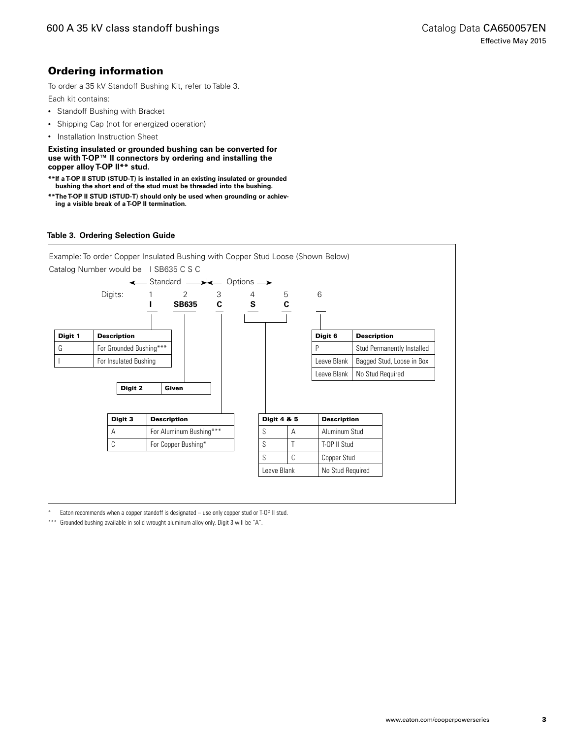## Ordering information

To order a 35 kV Standoff Bushing Kit, refer to Table 3.

Each kit contains:

- Standoff Bushing with Bracket
- Shipping Cap (not for energized operation)
- Installation Instruction Sheet

**Existing insulated or grounded bushing can be converted for use with T-OP™ II connectors by ordering and installing the copper alloy T-OP II** stud.**

****If a T-OP II STUD (STUD-T) is installed in an existing insulated or grounded bushing the short end of the stud must be threaded into the bushing.**

****The T-OP II STUD (STUD-T) should only be used when grounding or achieving a visible break of a T-OP II termination.**

**Table 3. Ordering Selection Guide**

Example: To order Copper Insulated Bushing with Copper Stud Loose (Shown Below)

Catalog Number would be I SB635 C S C

← Standard → ← Options →

| Digits: | 1 | 2 | 3 | 4 | 5 | 6 |
|---|---|---|---|---|---|---|
| | **I** | **SB635** | **C** | **S** | **C** | ___ |

| Digit 1 | Description |
|---|---|
| G | For Grounded Bushing*** |
| I | For Insulated Bushing |

| Digit 2 | Given |
|---|---|

| Digit 3 | Description |
|---|---|
| A | For Aluminum Bushing*** |
| C | For Copper Bushing* |

| Digit 4 & 5 | | Description |
|---|---|---|
| S | A | Aluminum Stud |
| S | T | T-OP II Stud |
| S | C | Copper Stud |
| Leave Blank | | No Stud Required |

| Digit 6 | Description |
|---|---|
| P | Stud Permanently Installed |
| Leave Blank | Bagged Stud, Loose in Box |
| Leave Blank | No Stud Required |

\* Eaton recommends when a copper standoff is designated – use only copper stud or T-OP II stud.

*** Grounded bushing available in solid wrought aluminum alloy only. Digit 3 will be "A".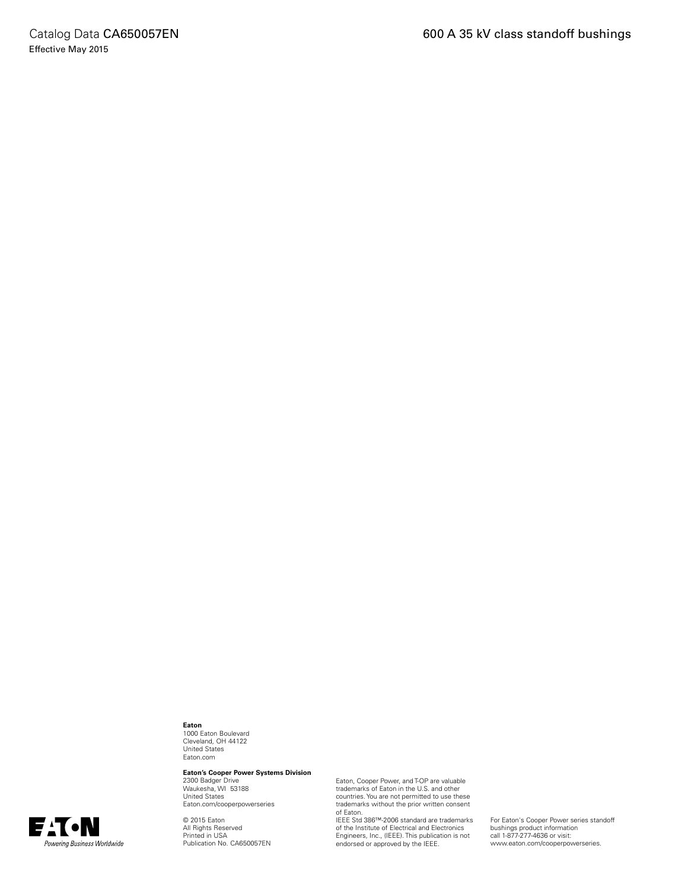**Eaton**
1000 Eaton Boulevard
Cleveland, OH 44122
United States
Eaton.com

**Eaton's Cooper Power Systems Division**
2300 Badger Drive
Waukesha, WI 53188
United States
Eaton.com/cooperpowerseries

© 2015 Eaton
All Rights Reserved
Printed in USA
Publication No. CA650057EN

Eaton, Cooper Power, and T-OP are valuable trademarks of Eaton in the U.S. and other countries. You are not permitted to use these trademarks without the prior written consent of Eaton.
IEEE Std 386™-2006 standard are trademarks of the Institute of Electrical and Electronics Engineers, Inc., (IEEE). This publication is not endorsed or approved by the IEEE.

For Eaton's Cooper Power series standoff bushings product information call 1-877-277-4636 or visit: www.eaton.com/cooperpowerseries.

Powering Business Worldwide